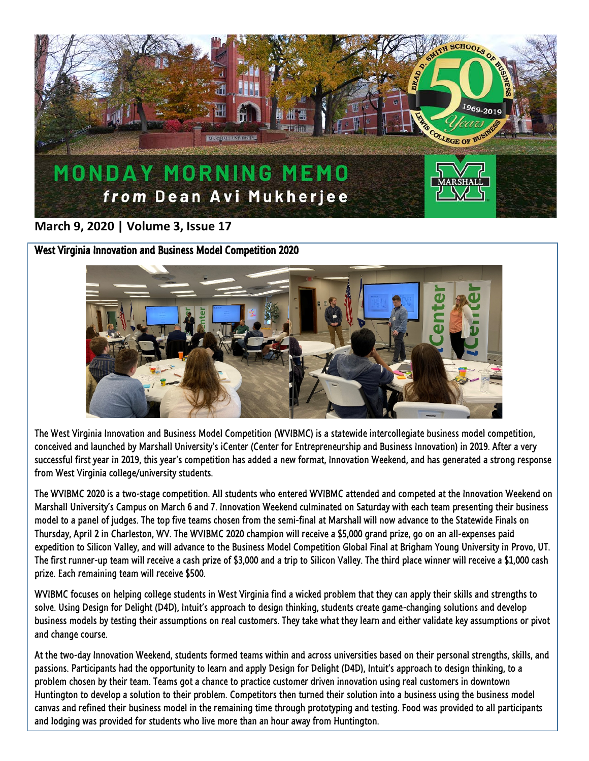# MONDAY MORNING MEMO
### *from* Dean Avi Mukherjee

**March 9, 2020 | Volume 3, Issue 17**

## West Virginia Innovation and Business Model Competition 2020

The West Virginia Innovation and Business Model Competition (WVIBMC) is a statewide intercollegiate business model competition, conceived and launched by Marshall University's iCenter (Center for Entrepreneurship and Business Innovation) in 2019. After a very successful first year in 2019, this year's competition has added a new format, Innovation Weekend, and has generated a strong response from West Virginia college/university students.

The WVIBMC 2020 is a two-stage competition. All students who entered WVIBMC attended and competed at the Innovation Weekend on Marshall University's Campus on March 6 and 7. Innovation Weekend culminated on Saturday with each team presenting their business model to a panel of judges. The top five teams chosen from the semi-final at Marshall will now advance to the Statewide Finals on Thursday, April 2 in Charleston, WV. The WVIBMC 2020 champion will receive a $5,000 grand prize, go on an all-expenses paid expedition to Silicon Valley, and will advance to the Business Model Competition Global Final at Brigham Young University in Provo, UT. The first runner-up team will receive a cash prize of $3,000 and a trip to Silicon Valley. The third place winner will receive a $1,000 cash prize. Each remaining team will receive $500.

WVIBMC focuses on helping college students in West Virginia find a wicked problem that they can apply their skills and strengths to solve. Using Design for Delight (D4D), Intuit's approach to design thinking, students create game-changing solutions and develop business models by testing their assumptions on real customers. They take what they learn and either validate key assumptions or pivot and change course.

At the two-day Innovation Weekend, students formed teams within and across universities based on their personal strengths, skills, and passions. Participants had the opportunity to learn and apply Design for Delight (D4D), Intuit's approach to design thinking, to a problem chosen by their team. Teams got a chance to practice customer driven innovation using real customers in downtown Huntington to develop a solution to their problem. Competitors then turned their solution into a business using the business model canvas and refined their business model in the remaining time through prototyping and testing. Food was provided to all participants and lodging was provided for students who live more than an hour away from Huntington.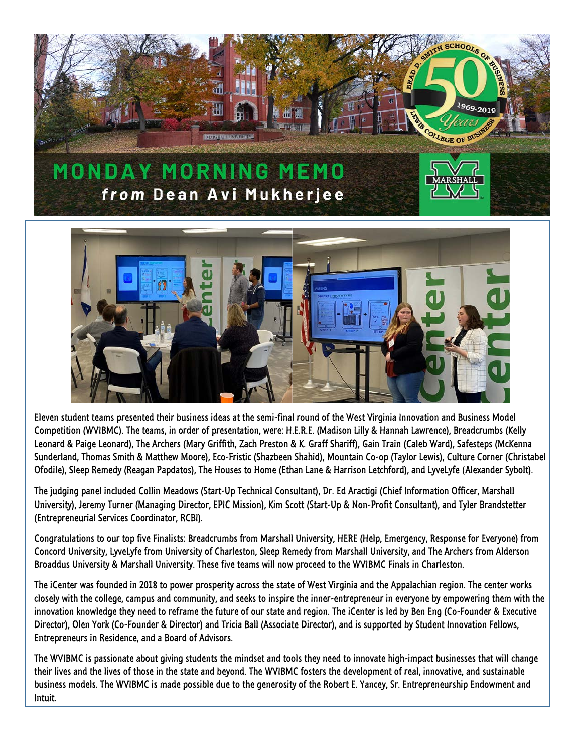# MONDAY MORNING MEMO

***from* Dean Avi Mukherjee**

Eleven student teams presented their business ideas at the semi-final round of the West Virginia Innovation and Business Model Competition (WVIBMC). The teams, in order of presentation, were: H.E.R.E. (Madison Lilly & Hannah Lawrence), Breadcrumbs (Kelly Leonard & Paige Leonard), The Archers (Mary Griffith, Zach Preston & K. Graff Shariff), Gain Train (Caleb Ward), Safesteps (McKenna Sunderland, Thomas Smith & Matthew Moore), Eco-Fristic (Shazbeen Shahid), Mountain Co-op (Taylor Lewis), Culture Corner (Christabel Ofodile), Sleep Remedy (Reagan Papdatos), The Houses to Home (Ethan Lane & Harrison Letchford), and LyveLyfe (Alexander Sybolt).

The judging panel included Collin Meadows (Start-Up Technical Consultant), Dr. Ed Aractigi (Chief Information Officer, Marshall University), Jeremy Turner (Managing Director, EPIC Mission), Kim Scott (Start-Up & Non-Profit Consultant), and Tyler Brandstetter (Entrepreneurial Services Coordinator, RCBI).

Congratulations to our top five Finalists: Breadcrumbs from Marshall University, HERE (Help, Emergency, Response for Everyone) from Concord University, LyveLyfe from University of Charleston, Sleep Remedy from Marshall University, and The Archers from Alderson Broaddus University & Marshall University. These five teams will now proceed to the WVIBMC Finals in Charleston.

The iCenter was founded in 2018 to power prosperity across the state of West Virginia and the Appalachian region. The center works closely with the college, campus and community, and seeks to inspire the inner-entrepreneur in everyone by empowering them with the innovation knowledge they need to reframe the future of our state and region. The iCenter is led by Ben Eng (Co-Founder & Executive Director), Olen York (Co-Founder & Director) and Tricia Ball (Associate Director), and is supported by Student Innovation Fellows, Entrepreneurs in Residence, and a Board of Advisors.

The WVIBMC is passionate about giving students the mindset and tools they need to innovate high-impact businesses that will change their lives and the lives of those in the state and beyond. The WVIBMC fosters the development of real, innovative, and sustainable business models. The WVIBMC is made possible due to the generosity of the Robert E. Yancey, Sr. Entrepreneurship Endowment and Intuit.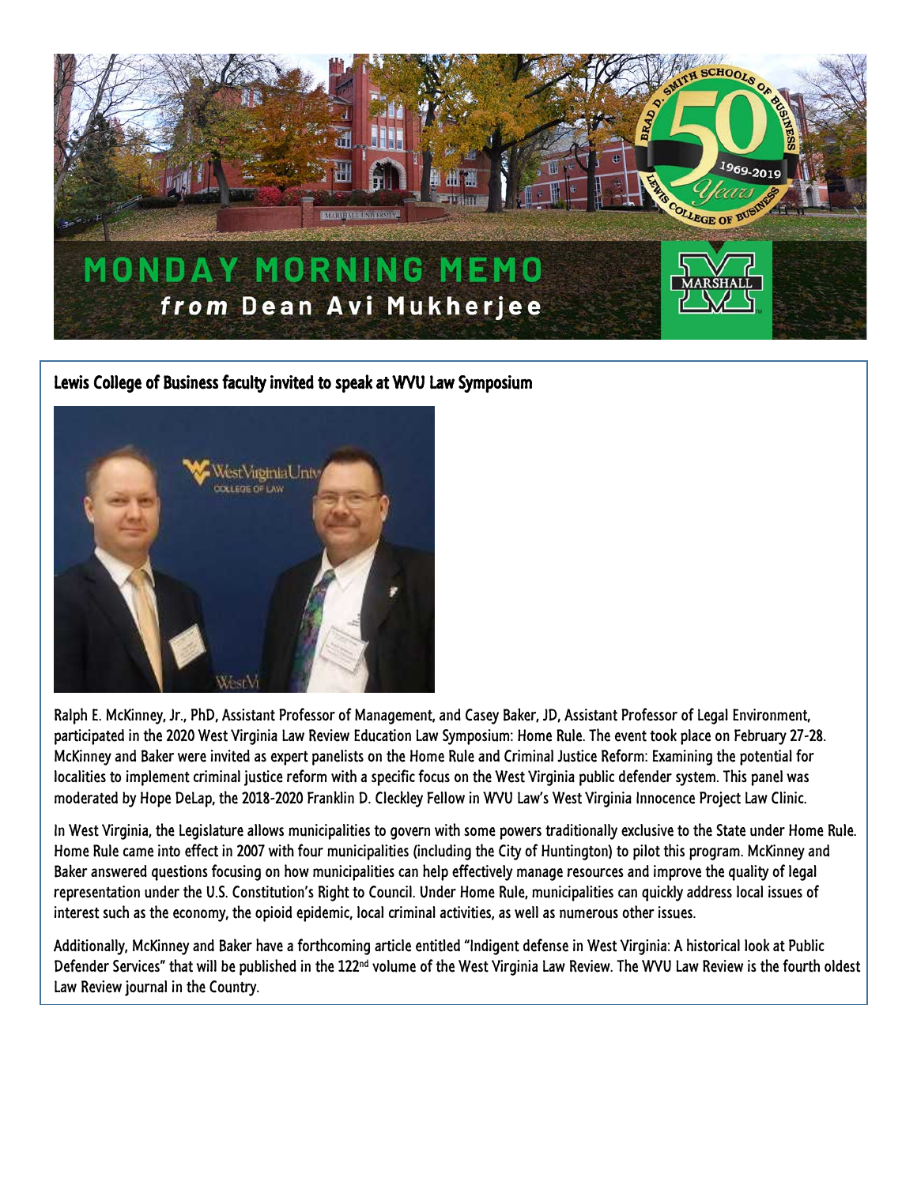# MONDAY MORNING MEMO
## *from* Dean Avi Mukherjee

### Lewis College of Business faculty invited to speak at WVU Law Symposium

Ralph E. McKinney, Jr., PhD, Assistant Professor of Management, and Casey Baker, JD, Assistant Professor of Legal Environment, participated in the 2020 West Virginia Law Review Education Law Symposium: Home Rule. The event took place on February 27-28. McKinney and Baker were invited as expert panelists on the Home Rule and Criminal Justice Reform: Examining the potential for localities to implement criminal justice reform with a specific focus on the West Virginia public defender system. This panel was moderated by Hope DeLap, the 2018-2020 Franklin D. Cleckley Fellow in WVU Law's West Virginia Innocence Project Law Clinic.

In West Virginia, the Legislature allows municipalities to govern with some powers traditionally exclusive to the State under Home Rule. Home Rule came into effect in 2007 with four municipalities (including the City of Huntington) to pilot this program. McKinney and Baker answered questions focusing on how municipalities can help effectively manage resources and improve the quality of legal representation under the U.S. Constitution's Right to Council. Under Home Rule, municipalities can quickly address local issues of interest such as the economy, the opioid epidemic, local criminal activities, as well as numerous other issues.

Additionally, McKinney and Baker have a forthcoming article entitled "Indigent defense in West Virginia: A historical look at Public Defender Services" that will be published in the 122nd volume of the West Virginia Law Review. The WVU Law Review is the fourth oldest Law Review journal in the Country.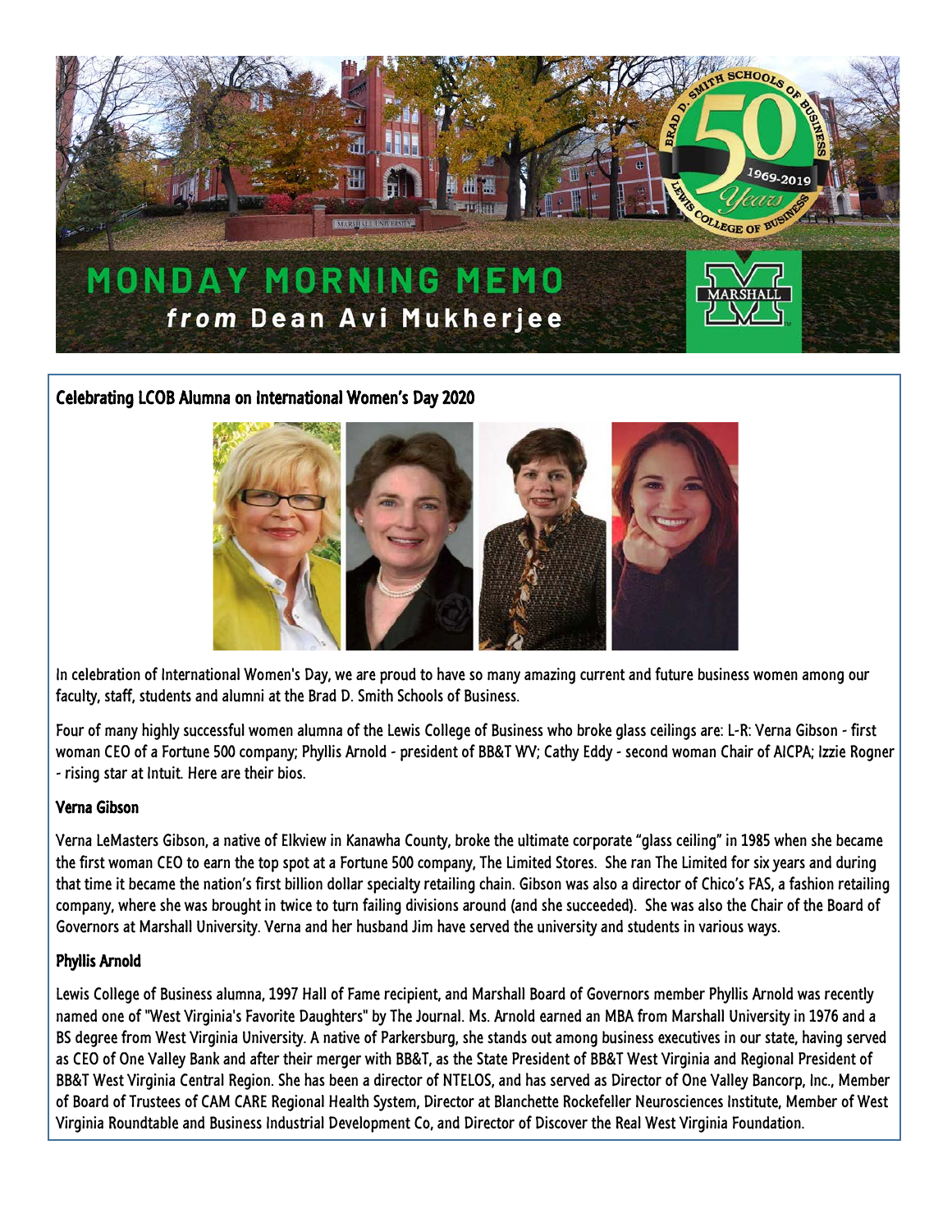# MONDAY MORNING MEMO

*from* **Dean Avi Mukherjee**

## Celebrating LCOB Alumna on International Women's Day 2020

In celebration of International Women's Day, we are proud to have so many amazing current and future business women among our faculty, staff, students and alumni at the Brad D. Smith Schools of Business.

Four of many highly successful women alumna of the Lewis College of Business who broke glass ceilings are: L-R: Verna Gibson - first woman CEO of a Fortune 500 company; Phyllis Arnold - president of BB&T WV; Cathy Eddy - second woman Chair of AICPA; Izzie Rogner - rising star at Intuit. Here are their bios.

### Verna Gibson

Verna LeMasters Gibson, a native of Elkview in Kanawha County, broke the ultimate corporate "glass ceiling" in 1985 when she became the first woman CEO to earn the top spot at a Fortune 500 company, The Limited Stores. She ran The Limited for six years and during that time it became the nation's first billion dollar specialty retailing chain. Gibson was also a director of Chico's FAS, a fashion retailing company, where she was brought in twice to turn failing divisions around (and she succeeded). She was also the Chair of the Board of Governors at Marshall University. Verna and her husband Jim have served the university and students in various ways.

### Phyllis Arnold

Lewis College of Business alumna, 1997 Hall of Fame recipient, and Marshall Board of Governors member Phyllis Arnold was recently named one of "West Virginia's Favorite Daughters" by The Journal. Ms. Arnold earned an MBA from Marshall University in 1976 and a BS degree from West Virginia University. A native of Parkersburg, she stands out among business executives in our state, having served as CEO of One Valley Bank and after their merger with BB&T, as the State President of BB&T West Virginia and Regional President of BB&T West Virginia Central Region. She has been a director of NTELOS, and has served as Director of One Valley Bancorp, Inc., Member of Board of Trustees of CAM CARE Regional Health System, Director at Blanchette Rockefeller Neurosciences Institute, Member of West Virginia Roundtable and Business Industrial Development Co, and Director of Discover the Real West Virginia Foundation.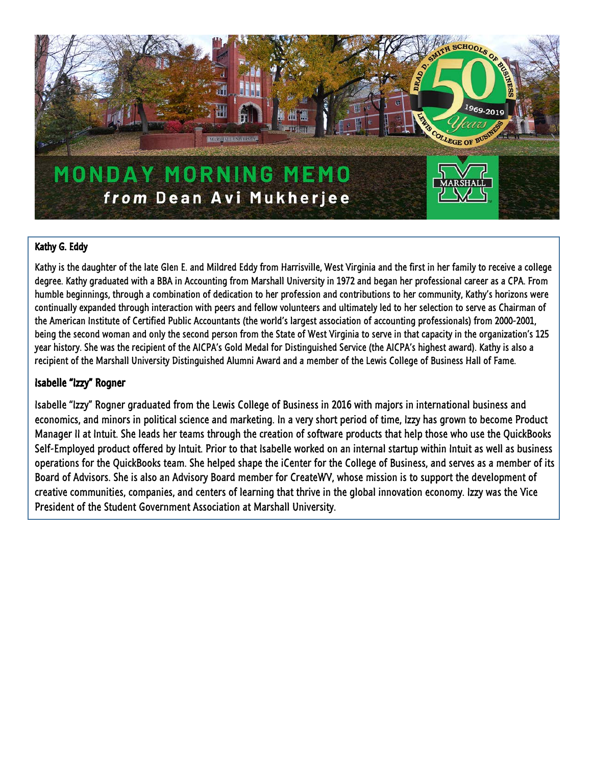# MONDAY MORNING MEMO

***from* Dean Avi Mukherjee**

### Kathy G. Eddy

Kathy is the daughter of the late Glen E. and Mildred Eddy from Harrisville, West Virginia and the first in her family to receive a college degree. Kathy graduated with a BBA in Accounting from Marshall University in 1972 and began her professional career as a CPA. From humble beginnings, through a combination of dedication to her profession and contributions to her community, Kathy's horizons were continually expanded through interaction with peers and fellow volunteers and ultimately led to her selection to serve as Chairman of the American Institute of Certified Public Accountants (the world's largest association of accounting professionals) from 2000-2001, being the second woman and only the second person from the State of West Virginia to serve in that capacity in the organization's 125 year history. She was the recipient of the AICPA's Gold Medal for Distinguished Service (the AICPA's highest award). Kathy is also a recipient of the Marshall University Distinguished Alumni Award and a member of the Lewis College of Business Hall of Fame.

### Isabelle "Izzy" Rogner

Isabelle "Izzy" Rogner graduated from the Lewis College of Business in 2016 with majors in international business and economics, and minors in political science and marketing. In a very short period of time, Izzy has grown to become Product Manager II at Intuit. She leads her teams through the creation of software products that help those who use the QuickBooks Self-Employed product offered by Intuit. Prior to that Isabelle worked on an internal startup within Intuit as well as business operations for the QuickBooks team. She helped shape the iCenter for the College of Business, and serves as a member of its Board of Advisors. She is also an Advisory Board member for CreateWV, whose mission is to support the development of creative communities, companies, and centers of learning that thrive in the global innovation economy. Izzy was the Vice President of the Student Government Association at Marshall University.